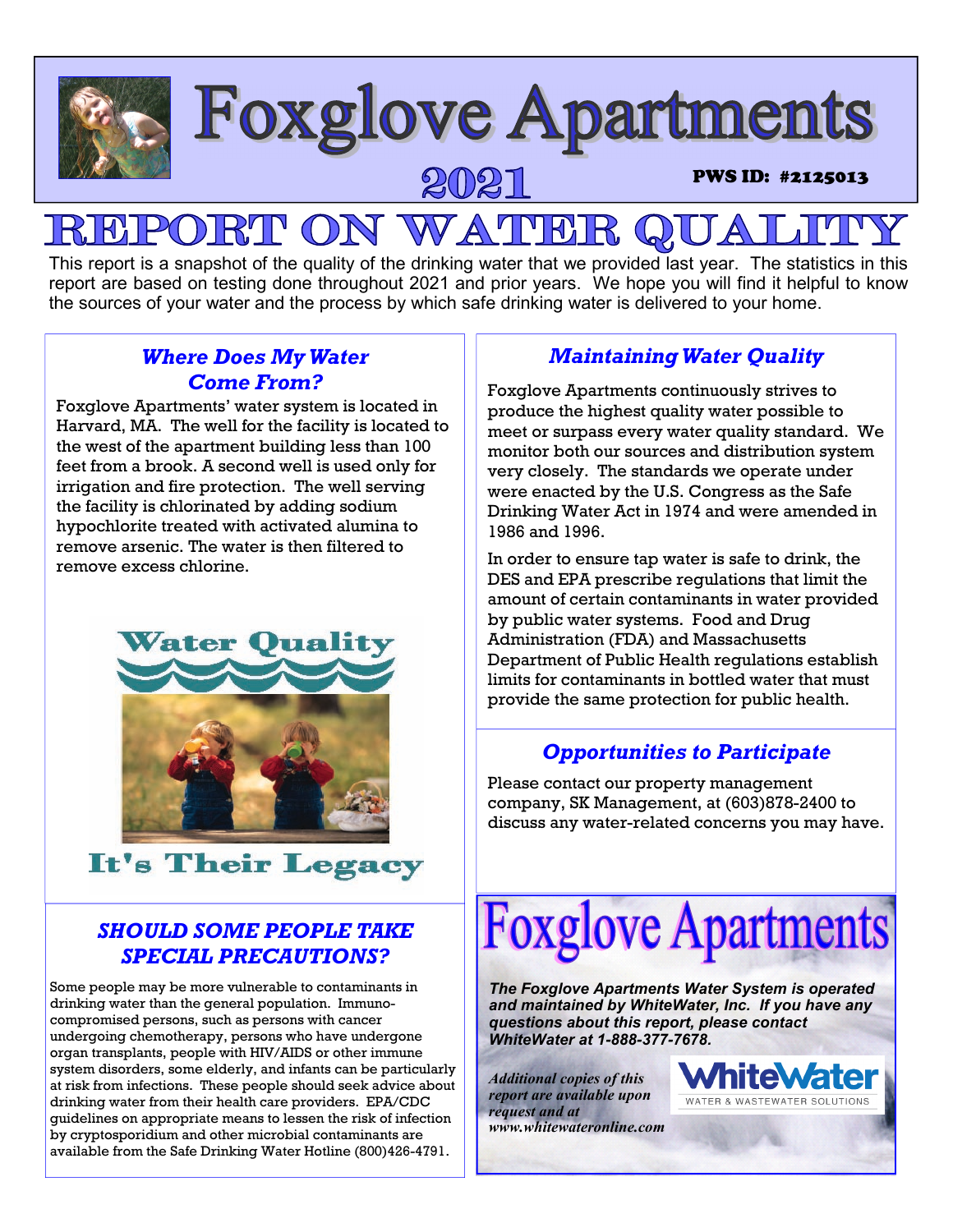# Foxglove Apartments

**2021** **PWS ID: #2125013**

# REPORT ON WATER QUALITY

This report is a snapshot of the quality of the drinking water that we provided last year. The statistics in this report are based on testing done throughout 2021 and prior years. We hope you will find it helpful to know the sources of your water and the process by which safe drinking water is delivered to your home.

## *Where Does My Water Come From?*

Foxglove Apartments' water system is located in Harvard, MA. The well for the facility is located to the west of the apartment building less than 100 feet from a brook. A second well is used only for irrigation and fire protection. The well serving the facility is chlorinated by adding sodium hypochlorite treated with activated alumina to remove arsenic. The water is then filtered to remove excess chlorine.

Water Quality

It's Their Legacy

## *SHOULD SOME PEOPLE TAKE SPECIAL PRECAUTIONS?*

Some people may be more vulnerable to contaminants in drinking water than the general population. Immuno-compromised persons, such as persons with cancer undergoing chemotherapy, persons who have undergone organ transplants, people with HIV/AIDS or other immune system disorders, some elderly, and infants can be particularly at risk from infections. These people should seek advice about drinking water from their health care providers. EPA/CDC guidelines on appropriate means to lessen the risk of infection by cryptosporidium and other microbial contaminants are available from the Safe Drinking Water Hotline (800)426-4791.

## *Maintaining Water Quality*

Foxglove Apartments continuously strives to produce the highest quality water possible to meet or surpass every water quality standard. We monitor both our sources and distribution system very closely. The standards we operate under were enacted by the U.S. Congress as the Safe Drinking Water Act in 1974 and were amended in 1986 and 1996.

In order to ensure tap water is safe to drink, the DES and EPA prescribe regulations that limit the amount of certain contaminants in water provided by public water systems. Food and Drug Administration (FDA) and Massachusetts Department of Public Health regulations establish limits for contaminants in bottled water that must provide the same protection for public health.

## *Opportunities to Participate*

Please contact our property management company, SK Management, at (603)878-2400 to discuss any water-related concerns you may have.

## Foxglove Apartments

***The Foxglove Apartments Water System is operated and maintained by WhiteWater, Inc. If you have any questions about this report, please contact WhiteWater at 1-888-377-7678.***

*Additional copies of this report are available upon request and at www.whitewateronline.com*

WhiteWater — WATER & WASTEWATER SOLUTIONS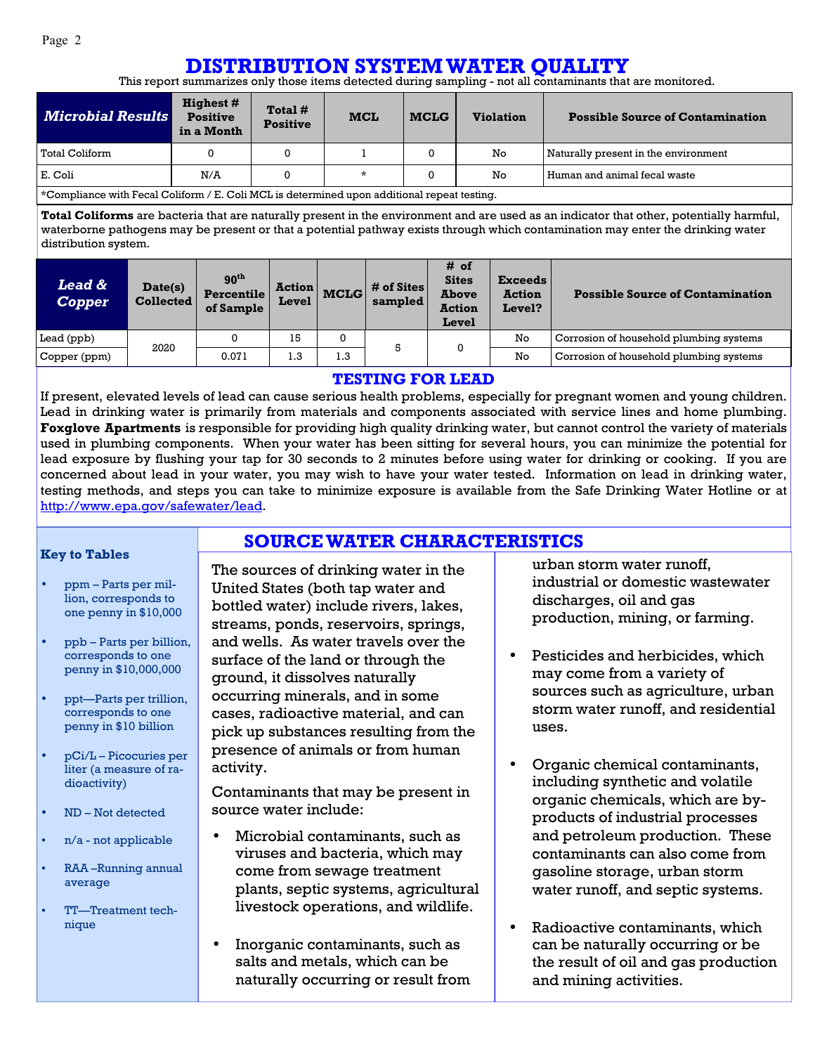# DISTRIBUTION SYSTEM WATER QUALITY

This report summarizes only those items detected during sampling - not all contaminants that are monitored.

| *Microbial Results* | Highest # Positive in a Month | Total # Positive | MCL | MCLG | Violation | Possible Source of Contamination |
|---|---|---|---|---|---|---|
| Total Coliform | 0 | 0 | 1 | 0 | No | Naturally present in the environment |
| E. Coli | N/A | 0 | * | 0 | No | Human and animal fecal waste |

*Compliance with Fecal Coliform / E. Coli MCL is determined upon additional repeat testing.

**Total Coliforms** are bacteria that are naturally present in the environment and are used as an indicator that other, potentially harmful, waterborne pathogens may be present or that a potential pathway exists through which contamination may enter the drinking water distribution system.

| *Lead & Copper* | Date(s) Collected | 90th Percentile of Sample | Action Level | MCLG | # of Sites sampled | # of Sites Above Action Level | Exceeds Action Level? | Possible Source of Contamination |
|---|---|---|---|---|---|---|---|---|
| Lead (ppb) | 2020 | 0 | 15 | 0 | 5 | 0 | No | Corrosion of household plumbing systems |
| Copper (ppm) | | 0.071 | 1.3 | 1.3 | | | No | Corrosion of household plumbing systems |

## TESTING FOR LEAD

If present, elevated levels of lead can cause serious health problems, especially for pregnant women and young children. Lead in drinking water is primarily from materials and components associated with service lines and home plumbing. **Foxglove Apartments** is responsible for providing high quality drinking water, but cannot control the variety of materials used in plumbing components. When your water has been sitting for several hours, you can minimize the potential for lead exposure by flushing your tap for 30 seconds to 2 minutes before using water for drinking or cooking. If you are concerned about lead in your water, you may wish to have your water tested. Information on lead in drinking water, testing methods, and steps you can take to minimize exposure is available from the Safe Drinking Water Hotline or at http://www.epa.gov/safewater/lead.

### Key to Tables

- ppm – Parts per million, corresponds to one penny in $10,000
- ppb – Parts per billion, corresponds to one penny in $10,000,000
- ppt—Parts per trillion, corresponds to one penny in $10 billion
- pCi/L – Picocuries per liter (a measure of radioactivity)
- ND – Not detected
- n/a - not applicable
- RAA –Running annual average
- TT—Treatment technique

## SOURCE WATER CHARACTERISTICS

The sources of drinking water in the United States (both tap water and bottled water) include rivers, lakes, streams, ponds, reservoirs, springs, and wells. As water travels over the surface of the land or through the ground, it dissolves naturally occurring minerals, and in some cases, radioactive material, and can pick up substances resulting from the presence of animals or from human activity.

Contaminants that may be present in source water include:

- Microbial contaminants, such as viruses and bacteria, which may come from sewage treatment plants, septic systems, agricultural livestock operations, and wildlife.
- Inorganic contaminants, such as salts and metals, which can be naturally occurring or result from urban storm water runoff, industrial or domestic wastewater discharges, oil and gas production, mining, or farming.
- Pesticides and herbicides, which may come from a variety of sources such as agriculture, urban storm water runoff, and residential uses.
- Organic chemical contaminants, including synthetic and volatile organic chemicals, which are by-products of industrial processes and petroleum production. These contaminants can also come from gasoline storage, urban storm water runoff, and septic systems.
- Radioactive contaminants, which can be naturally occurring or be the result of oil and gas production and mining activities.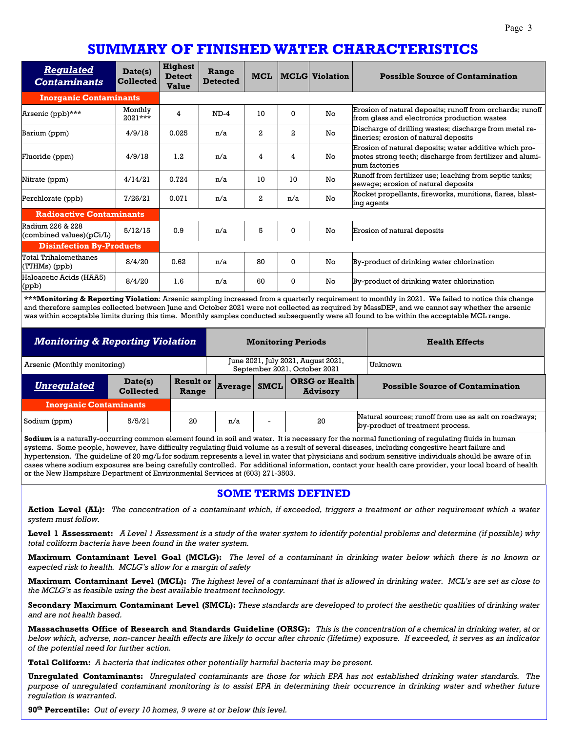# SUMMARY OF FINISHED WATER CHARACTERISTICS

| *Regulated Contaminants* | Date(s) Collected | Highest Detect Value | Range Detected | MCL | MCLG | Violation | Possible Source of Contamination |
|---|---|---|---|---|---|---|---|
| **Inorganic Contaminants** | | | | | | | |
| Arsenic (ppb)*** | Monthly 2021*** | 4 | ND-4 | 10 | 0 | No | Erosion of natural deposits; runoff from orchards; runoff from glass and electronics production wastes |
| Barium (ppm) | 4/9/18 | 0.025 | n/a | 2 | 2 | No | Discharge of drilling wastes; discharge from metal refineries; erosion of natural deposits |
| Fluoride (ppm) | 4/9/18 | 1.2 | n/a | 4 | 4 | No | Erosion of natural deposits; water additive which promotes strong teeth; discharge from fertilizer and aluminum factories |
| Nitrate (ppm) | 4/14/21 | 0.724 | n/a | 10 | 10 | No | Runoff from fertilizer use; leaching from septic tanks; sewage; erosion of natural deposits |
| Perchlorate (ppb) | 7/26/21 | 0.071 | n/a | 2 | n/a | No | Rocket propellants, fireworks, munitions, flares, blasting agents |
| **Radioactive Contaminants** | | | | | | | |
| Radium 226 & 228 (combined values)(pCi/L) | 5/12/15 | 0.9 | n/a | 5 | 0 | No | Erosion of natural deposits |
| **Disinfection By-Products** | | | | | | | |
| Total Trihalomethanes (TTHMs) (ppb) | 8/4/20 | 0.62 | n/a | 80 | 0 | No | By-product of drinking water chlorination |
| Haloacetic Acids (HAA5) (ppb) | 8/4/20 | 1.6 | n/a | 60 | 0 | No | By-product of drinking water chlorination |

***__Monitoring & Reporting Violation__: Arsenic sampling increased from a quarterly requirement to monthly in 2021. We failed to notice this change and therefore samples collected between June and October 2021 were not collected as required by MassDEP, and we cannot say whether the arsenic was within acceptable limits during this time. Monthly samples conducted subsequently were all found to be within the acceptable MCL range.

| *Monitoring & Reporting Violation* | Monitoring Periods | Health Effects |
|---|---|---|
| Arsenic (Monthly monitoring) | June 2021, July 2021, August 2021, September 2021, October 2021 | Unknown |

| *Unregulated* | Date(s) Collected | Result or Range | Average | SMCL | ORSG or Health Advisory | Possible Source of Contamination |
|---|---|---|---|---|---|---|
| **Inorganic Contaminants** | | | | | | |
| Sodium (ppm) | 5/5/21 | 20 | n/a | - | 20 | Natural sources; runoff from use as salt on roadways; by-product of treatment process. |

**Sodium** is a naturally-occurring common element found in soil and water. It is necessary for the normal functioning of regulating fluids in human systems. Some people, however, have difficulty regulating fluid volume as a result of several diseases, including congestive heart failure and hypertension. The guideline of 20 mg/L for sodium represents a level in water that physicians and sodium sensitive individuals should be aware of in cases where sodium exposures are being carefully controlled. For additional information, contact your health care provider, your local board of health or the New Hampshire Department of Environmental Services at (603) 271-3503.

## SOME TERMS DEFINED

**Action Level (AL):** *The concentration of a contaminant which, if exceeded, triggers a treatment or other requirement which a water system must follow.*

**Level 1 Assessment:** *A Level 1 Assessment is a study of the water system to identify potential problems and determine (if possible) why total coliform bacteria have been found in the water system.*

**Maximum Contaminant Level Goal (MCLG):** *The level of a contaminant in drinking water below which there is no known or expected risk to health. MCLG's allow for a margin of safety*

**Maximum Contaminant Level (MCL):** *The highest level of a contaminant that is allowed in drinking water. MCL's are set as close to the MCLG's as feasible using the best available treatment technology.*

**Secondary Maximum Contaminant Level (SMCL):** *These standards are developed to protect the aesthetic qualities of drinking water and are not health based.*

**Massachusetts Office of Research and Standards Guideline (ORSG):** *This is the concentration of a chemical in drinking water, at or below which, adverse, non-cancer health effects are likely to occur after chronic (lifetime) exposure. If exceeded, it serves as an indicator of the potential need for further action.*

**Total Coliform:** *A bacteria that indicates other potentially harmful bacteria may be present.*

**Unregulated Contaminants:** *Unregulated contaminants are those for which EPA has not established drinking water standards. The purpose of unregulated contaminant monitoring is to assist EPA in determining their occurrence in drinking water and whether future regulation is warranted.*

**90th Percentile:** *Out of every 10 homes, 9 were at or below this level.*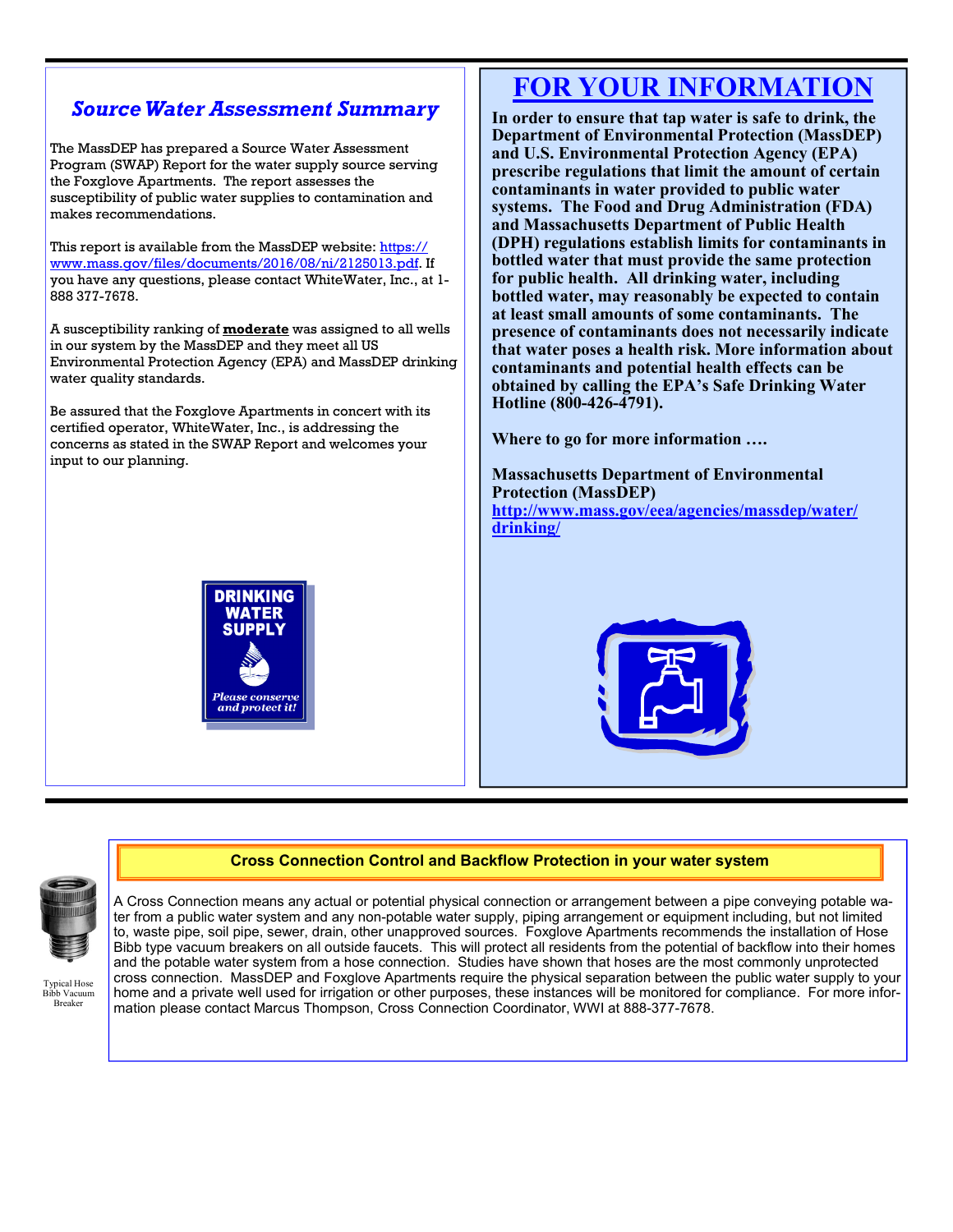## *Source Water Assessment Summary*

The MassDEP has prepared a Source Water Assessment Program (SWAP) Report for the water supply source serving the Foxglove Apartments. The report assesses the susceptibility of public water supplies to contamination and makes recommendations.

This report is available from the MassDEP website: [https://www.mass.gov/files/documents/2016/08/ni/2125013.pdf](https://www.mass.gov/files/documents/2016/08/ni/2125013.pdf). If you have any questions, please contact WhiteWater, Inc., at 1-888 377-7678.

A susceptibility ranking of **moderate** was assigned to all wells in our system by the MassDEP and they meet all US Environmental Protection Agency (EPA) and MassDEP drinking water quality standards.

Be assured that the Foxglove Apartments in concert with its certified operator, WhiteWater, Inc., is addressing the concerns as stated in the SWAP Report and welcomes your input to our planning.

DRINKING WATER SUPPLY

*Please conserve and protect it!*

## FOR YOUR INFORMATION

**In order to ensure that tap water is safe to drink, the Department of Environmental Protection (MassDEP) and U.S. Environmental Protection Agency (EPA) prescribe regulations that limit the amount of certain contaminants in water provided to public water systems. The Food and Drug Administration (FDA) and Massachusetts Department of Public Health (DPH) regulations establish limits for contaminants in bottled water that must provide the same protection for public health. All drinking water, including bottled water, may reasonably be expected to contain at least small amounts of some contaminants. The presence of contaminants does not necessarily indicate that water poses a health risk. More information about contaminants and potential health effects can be obtained by calling the EPA's Safe Drinking Water Hotline (800-426-4791).**

**Where to go for more information ….**

**Massachusetts Department of Environmental Protection (MassDEP)**
**[http://www.mass.gov/eea/agencies/massdep/water/drinking/](http://www.mass.gov/eea/agencies/massdep/water/drinking/)**

### Cross Connection Control and Backflow Protection in your water system

Typical Hose Bibb Vacuum Breaker

A Cross Connection means any actual or potential physical connection or arrangement between a pipe conveying potable water from a public water system and any non-potable water supply, piping arrangement or equipment including, but not limited to, waste pipe, soil pipe, sewer, drain, other unapproved sources. Foxglove Apartments recommends the installation of Hose Bibb type vacuum breakers on all outside faucets. This will protect all residents from the potential of backflow into their homes and the potable water system from a hose connection. Studies have shown that hoses are the most commonly unprotected cross connection. MassDEP and Foxglove Apartments require the physical separation between the public water supply to your home and a private well used for irrigation or other purposes, these instances will be monitored for compliance. For more information please contact Marcus Thompson, Cross Connection Coordinator, WWI at 888-377-7678.